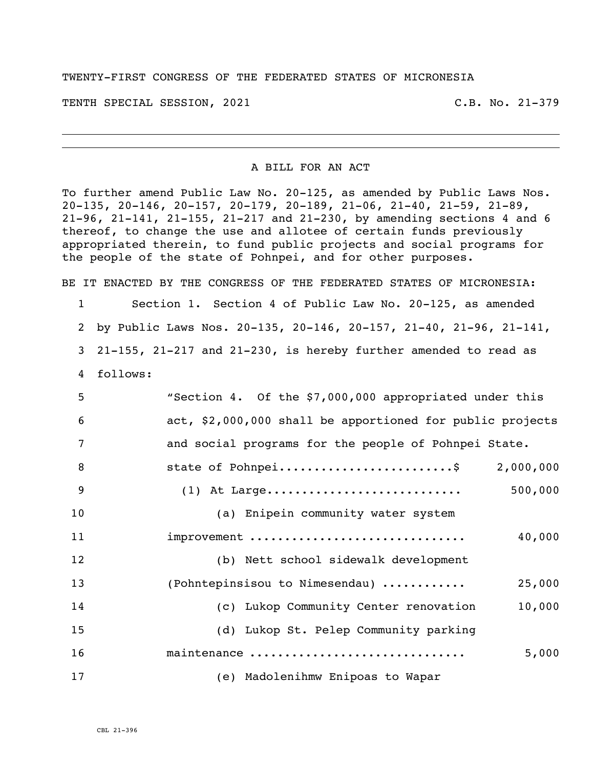TWENTY-FIRST CONGRESS OF THE FEDERATED STATES OF MICRONESIA

TENTH SPECIAL SESSION, 2021 C.B. No. 21-379

A BILL FOR AN ACT

To further amend Public Law No. 20-125, as amended by Public Laws Nos. 20-135, 20-146, 20-157, 20-179, 20-189, 21-06, 21-40, 21-59, 21-89, 21-96, 21-141, 21-155, 21-217 and 21-230, by amending sections 4 and 6 thereof, to change the use and allotee of certain funds previously appropriated therein, to fund public projects and social programs for the people of the state of Pohnpei, and for other purposes.

BE IT ENACTED BY THE CONGRESS OF THE FEDERATED STATES OF MICRONESIA:

1 Section 1. Section 4 of Public Law No. 20-125, as amended
2 by Public Laws Nos. 20-135, 20-146, 20-157, 21-40, 21-96, 21-141,
3 21-155, 21-217 and 21-230, is hereby further amended to read as
4 follows:

5 "Section 4. Of the $7,000,000 appropriated under this
6 act, $2,000,000 shall be apportioned for public projects
7 and social programs for the people of Pohnpei State.

8 state of Pohnpei........................$ 2,000,000

9 (1) At Large........................... 500,000

10 (a) Enipein community water system
11 improvement .............................. 40,000

12 (b) Nett school sidewalk development
13 (Pohntepinsisou to Nimesendau) ........... 25,000

14 (c) Lukop Community Center renovation 10,000

15 (d) Lukop St. Pelep Community parking
16 maintenance .............................. 5,000

17 (e) Madolenihmw Enipoas to Wapar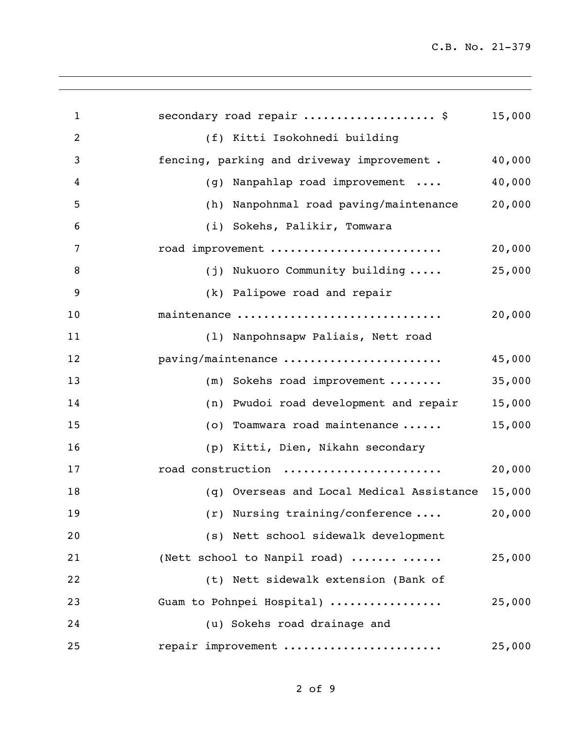secondary road repair ................... $ 15,000

(f) Kitti Isokohnedi building fencing, parking and driveway improvement . 40,000

(g) Nanpahlap road improvement .... 40,000

(h) Nanpohnmal road paving/maintenance 20,000

(i) Sokehs, Palikir, Tomwara road improvement ......................... 20,000

(j) Nukuoro Community building ..... 25,000

(k) Palipowe road and repair maintenance .............................. 20,000

(l) Nanpohnsapw Paliais, Nett road paving/maintenance ....................... 45,000

(m) Sokehs road improvement ........ 35,000

(n) Pwudoi road development and repair 15,000

(o) Toamwara road maintenance ...... 15,000

(p) Kitti, Dien, Nikahn secondary road construction ....................... 20,000

(q) Overseas and Local Medical Assistance 15,000

(r) Nursing training/conference .... 20,000

(s) Nett school sidewalk development (Nett school to Nanpil road) ...... ...... 25,000

(t) Nett sidewalk extension (Bank of Guam to Pohnpei Hospital) ................ 25,000

(u) Sokehs road drainage and repair improvement ....................... 25,000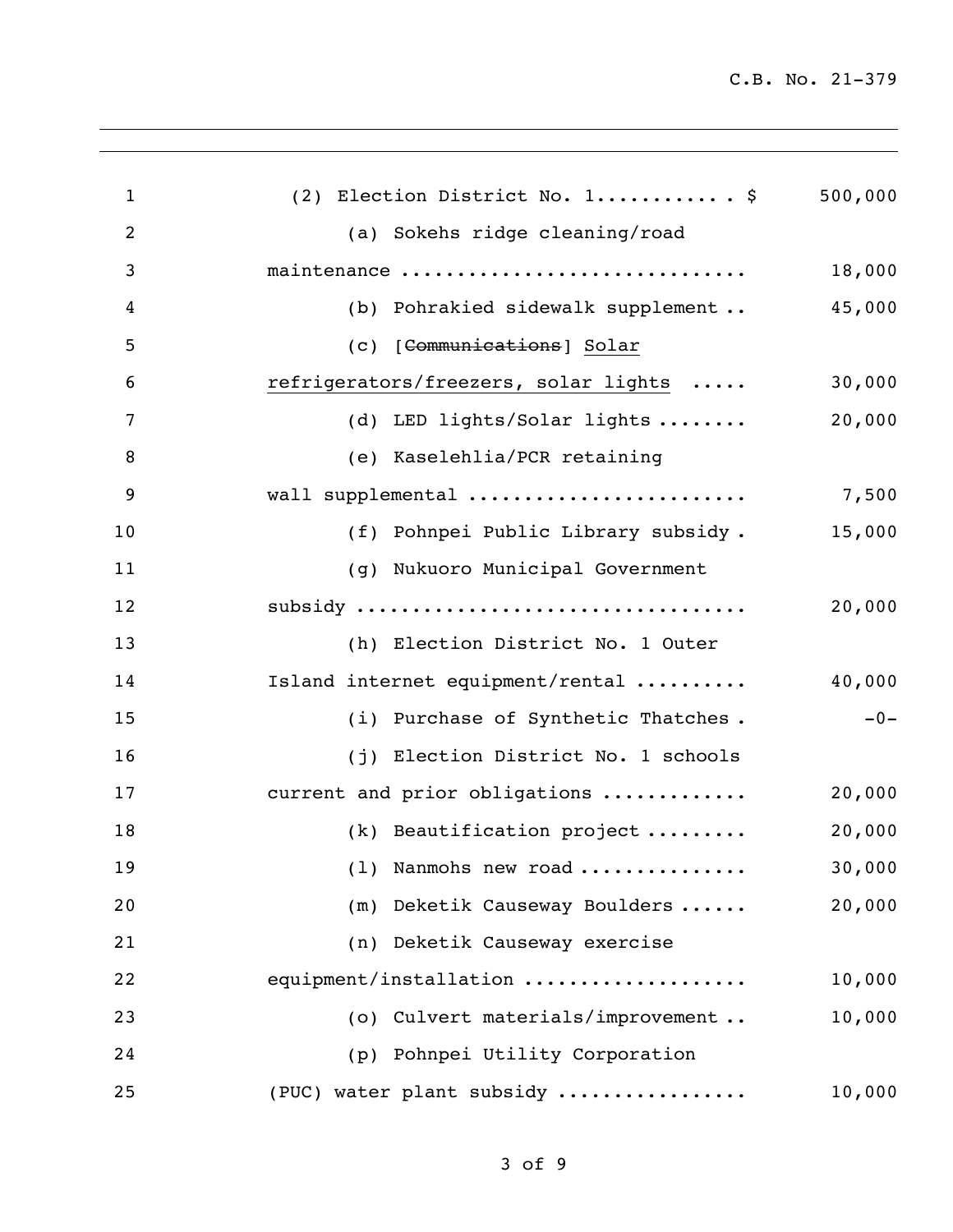(2) Election District No. 1............ $ 500,000

(a) Sokehs ridge cleaning/road maintenance .............................. 18,000

(b) Pohrakied sidewalk supplement .. 45,000

(c) [~~Communications~~] <u>Solar refrigerators/freezers, solar lights</u> ..... 30,000

(d) LED lights/Solar lights ........ 20,000

(e) Kaselehlia/PCR retaining wall supplemental ........................ 7,500

(f) Pohnpei Public Library subsidy . 15,000

(g) Nukuoro Municipal Government subsidy .................................. 20,000

(h) Election District No. 1 Outer Island internet equipment/rental .......... 40,000

(i) Purchase of Synthetic Thatches . -0-

(j) Election District No. 1 schools current and prior obligations ............ 20,000

(k) Beautification project ......... 20,000

(l) Nanmohs new road .............. 30,000

(m) Deketik Causeway Boulders ...... 20,000

(n) Deketik Causeway exercise equipment/installation ................... 10,000

(o) Culvert materials/improvement .. 10,000

(p) Pohnpei Utility Corporation (PUC) water plant subsidy ................ 10,000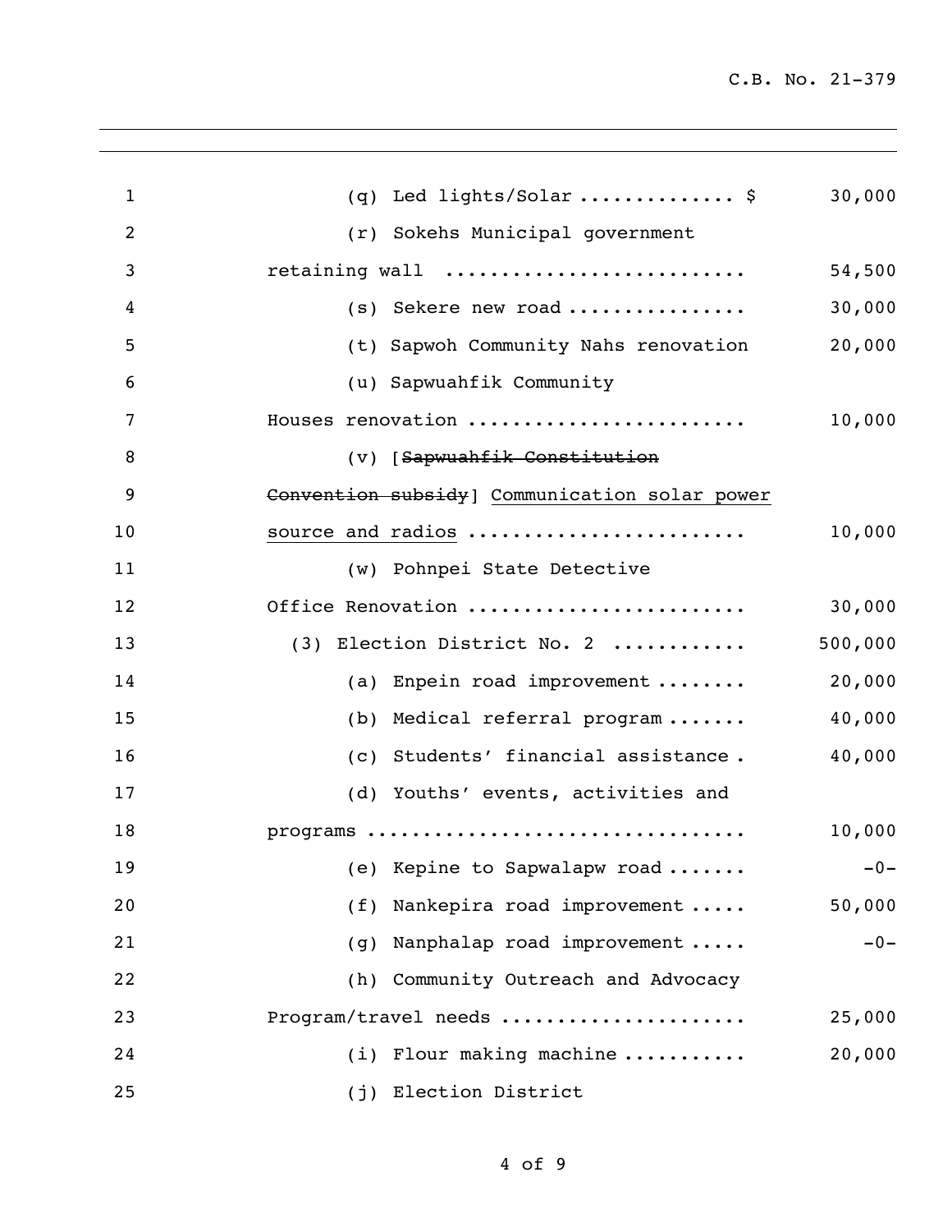| | |
|---|---|
| (q) Led lights/Solar ............. $ | 30,000 |
| (r) Sokehs Municipal government retaining wall .......................... | 54,500 |
| (s) Sekere new road ............... | 30,000 |
| (t) Sapwoh Community Nahs renovation | 20,000 |
| (u) Sapwuahfik Community Houses renovation ........................ | 10,000 |
| (v) [~~Sapwuahfik Constitution Convention subsidy~~] <u>Communication solar power source and radios</u> ........................ | 10,000 |
| (w) Pohnpei State Detective Office Renovation ........................ | 30,000 |
| (3) Election District No. 2 ........... | 500,000 |
| (a) Enpein road improvement ........ | 20,000 |
| (b) Medical referral program ....... | 40,000 |
| (c) Students' financial assistance . | 40,000 |
| (d) Youths' events, activities and programs ................................ | 10,000 |
| (e) Kepine to Sapwalapw road ....... | -0- |
| (f) Nankepira road improvement ..... | 50,000 |
| (g) Nanphalap road improvement ..... | -0- |
| (h) Community Outreach and Advocacy Program/travel needs ..................... | 25,000 |
| (i) Flour making machine .......... | 20,000 |
| (j) Election District | |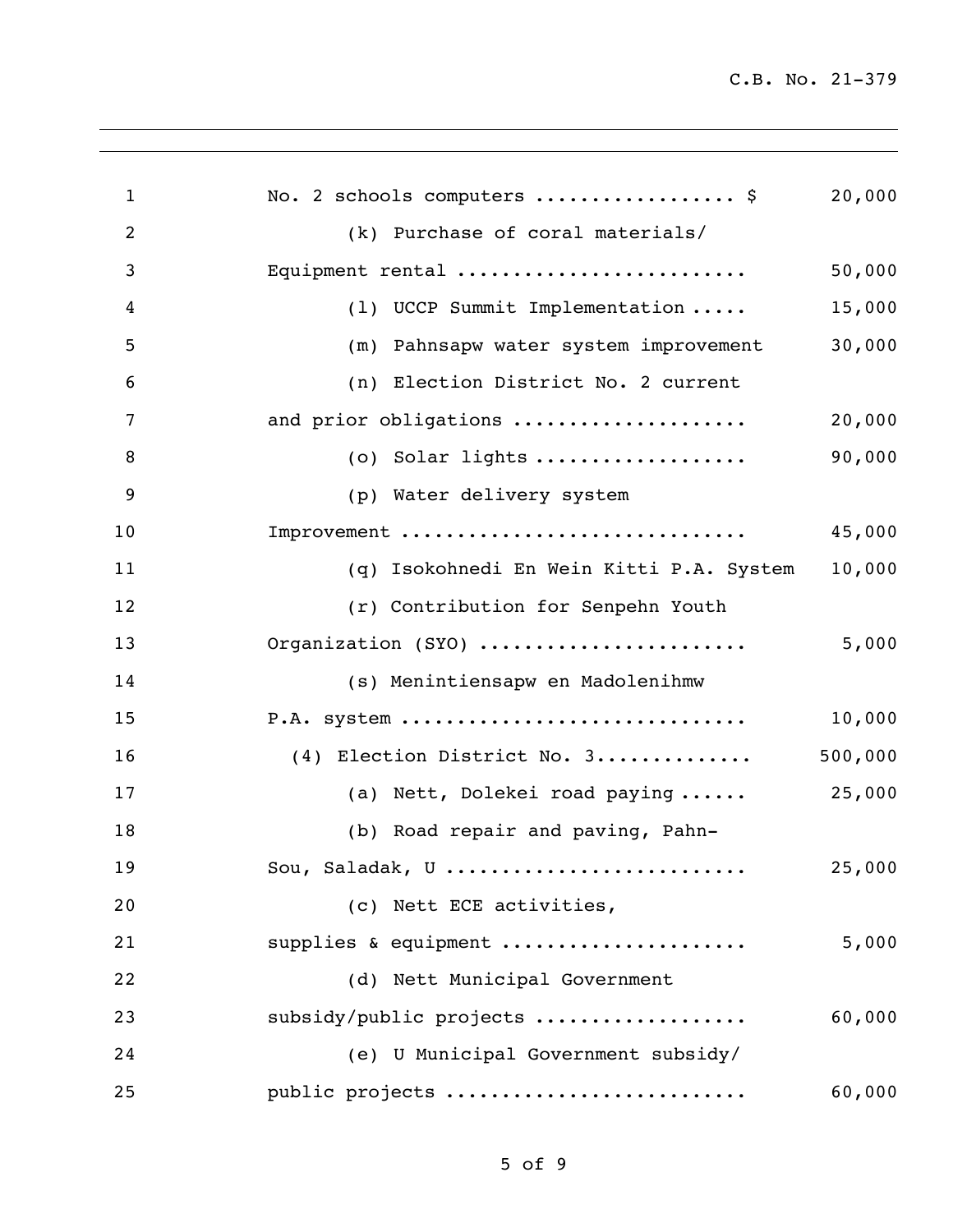No. 2 schools computers ................. $ 20,000

(k) Purchase of coral materials/
Equipment rental ......................... 50,000

(l) UCCP Summit Implementation ..... 15,000

(m) Pahnsapw water system improvement 30,000

(n) Election District No. 2 current
and prior obligations .................... 20,000

(o) Solar lights .................. 90,000

(p) Water delivery system
Improvement .............................. 45,000

(q) Isokohnedi En Wein Kitti P.A. System 10,000

(r) Contribution for Senpehn Youth
Organization (SYO) ....................... 5,000

(s) Menintiensapw en Madolenihmw
P.A. system .............................. 10,000

(4) Election District No. 3.............. 500,000

(a) Nett, Dolekei road paving ...... 25,000

(b) Road repair and paving, Pahn-
Sou, Saladak, U .......................... 25,000

(c) Nett ECE activities,
supplies & equipment ..................... 5,000

(d) Nett Municipal Government
subsidy/public projects .................. 60,000

(e) U Municipal Government subsidy/
public projects .......................... 60,000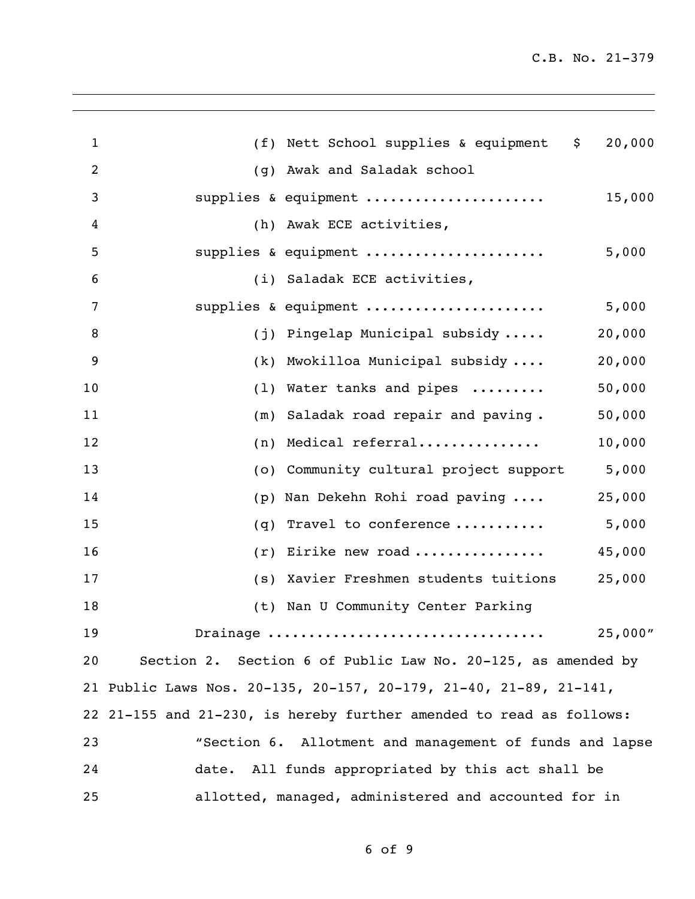(f) Nett School supplies & equipment $ 20,000

(g) Awak and Saladak school supplies & equipment ..................... 15,000

(h) Awak ECE activities, supplies & equipment ..................... 5,000

(i) Saladak ECE activities, supplies & equipment ..................... 5,000

(j) Pingelap Municipal subsidy ..... 20,000

(k) Mwokilloa Municipal subsidy .... 20,000

(l) Water tanks and pipes ......... 50,000

(m) Saladak road repair and paving . 50,000

(n) Medical referral............... 10,000

(o) Community cultural project support 5,000

(p) Nan Dekehn Rohi road paving .... 25,000

(q) Travel to conference ........... 5,000

(r) Eirike new road ................ 45,000

(s) Xavier Freshmen students tuitions 25,000

(t) Nan U Community Center Parking Drainage ................................ 25,000"

Section 2. Section 6 of Public Law No. 20-125, as amended by Public Laws Nos. 20-135, 20-157, 20-179, 21-40, 21-89, 21-141, 21-155 and 21-230, is hereby further amended to read as follows:

"Section 6. Allotment and management of funds and lapse date. All funds appropriated by this act shall be allotted, managed, administered and accounted for in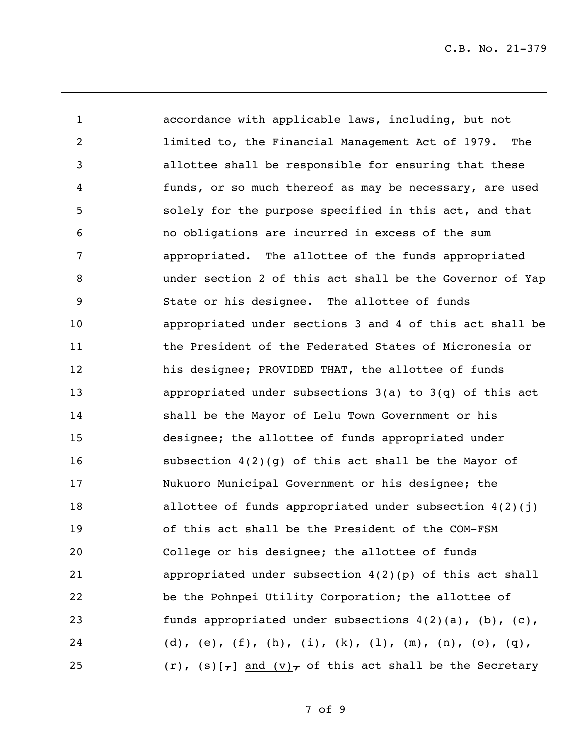accordance with applicable laws, including, but not limited to, the Financial Management Act of 1979. The allottee shall be responsible for ensuring that these funds, or so much thereof as may be necessary, are used solely for the purpose specified in this act, and that no obligations are incurred in excess of the sum appropriated. The allottee of the funds appropriated under section 2 of this act shall be the Governor of Yap State or his designee. The allottee of funds appropriated under sections 3 and 4 of this act shall be the President of the Federated States of Micronesia or his designee; PROVIDED THAT, the allottee of funds appropriated under subsections 3(a) to 3(q) of this act shall be the Mayor of Lelu Town Government or his designee; the allottee of funds appropriated under subsection 4(2)(g) of this act shall be the Mayor of Nukuoro Municipal Government or his designee; the allottee of funds appropriated under subsection 4(2)(j) of this act shall be the President of the COM-FSM College or his designee; the allottee of funds appropriated under subsection 4(2)(p) of this act shall be the Pohnpei Utility Corporation; the allottee of funds appropriated under subsections 4(2)(a), (b), (c), (d), (e), (f), (h), (i), (k), (l), (m), (n), (o), (q), (r), (s)[~~,~~] <u>and (v)</u>~~,~~ of this act shall be the Secretary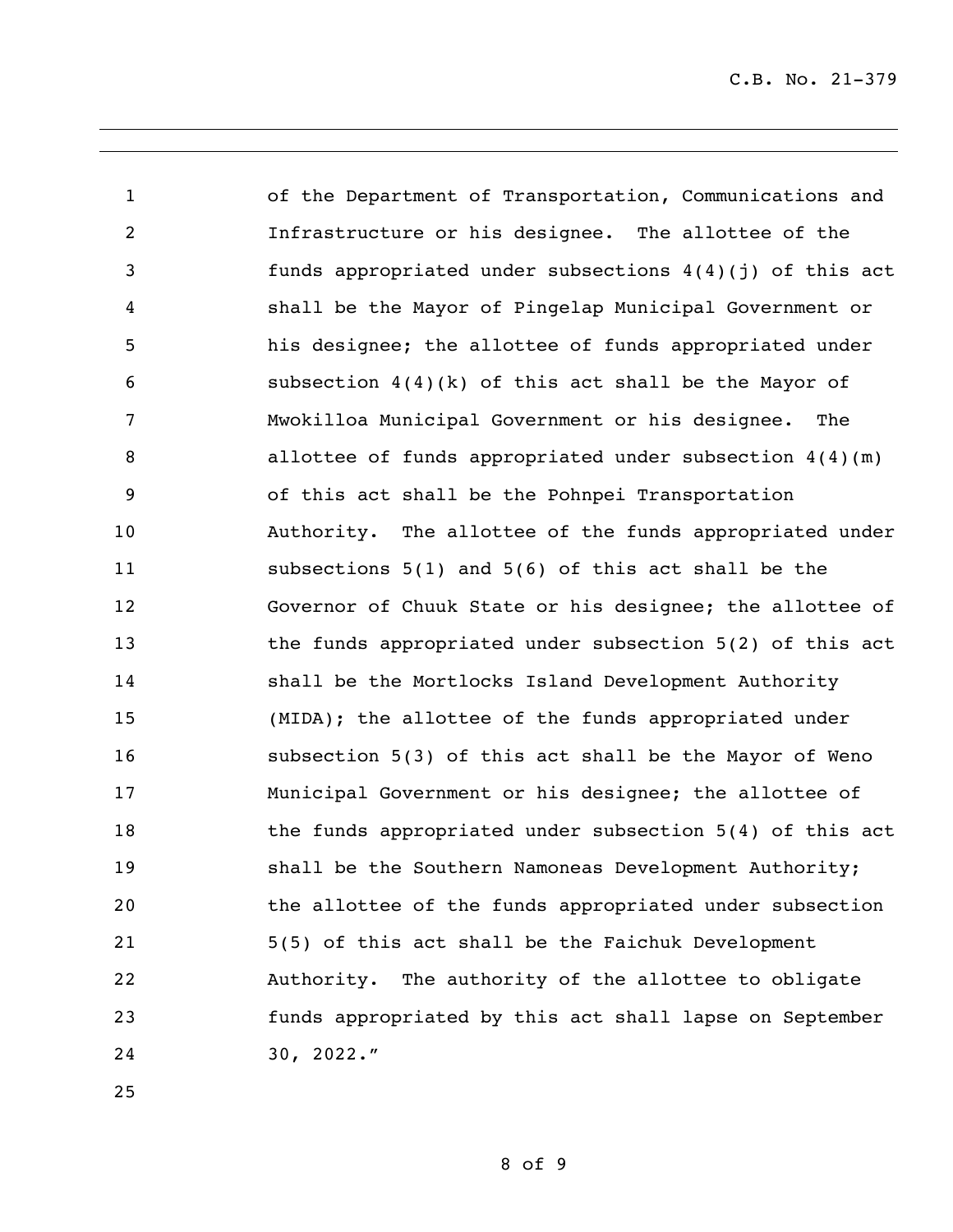of the Department of Transportation, Communications and Infrastructure or his designee. The allottee of the funds appropriated under subsections 4(4)(j) of this act shall be the Mayor of Pingelap Municipal Government or his designee; the allottee of funds appropriated under subsection 4(4)(k) of this act shall be the Mayor of Mwokilloa Municipal Government or his designee. The allottee of funds appropriated under subsection 4(4)(m) of this act shall be the Pohnpei Transportation Authority. The allottee of the funds appropriated under subsections 5(1) and 5(6) of this act shall be the Governor of Chuuk State or his designee; the allottee of the funds appropriated under subsection 5(2) of this act shall be the Mortlocks Island Development Authority (MIDA); the allottee of the funds appropriated under subsection 5(3) of this act shall be the Mayor of Weno Municipal Government or his designee; the allottee of the funds appropriated under subsection 5(4) of this act shall be the Southern Namoneas Development Authority; the allottee of the funds appropriated under subsection 5(5) of this act shall be the Faichuk Development Authority. The authority of the allottee to obligate funds appropriated by this act shall lapse on September 30, 2022."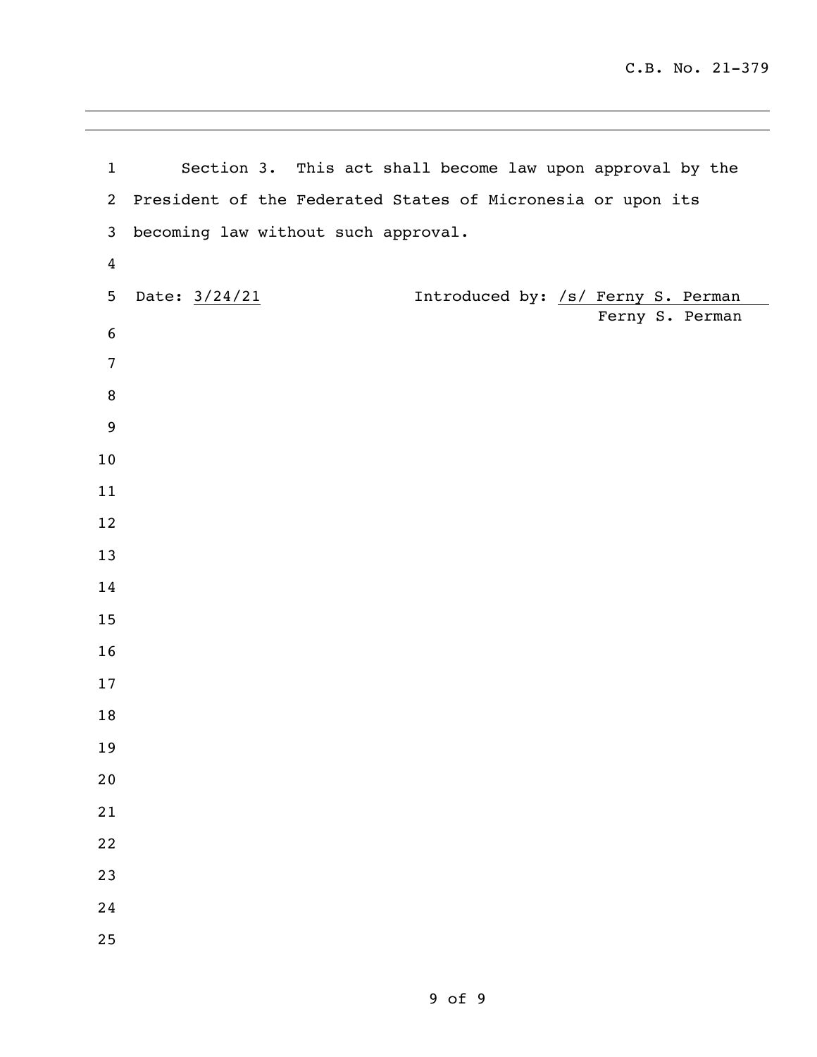Section 3. This act shall become law upon approval by the President of the Federated States of Micronesia or upon its becoming law without such approval.

Date: 3/24/21

Introduced by: /s/ Ferny S. Perman
Ferny S. Perman